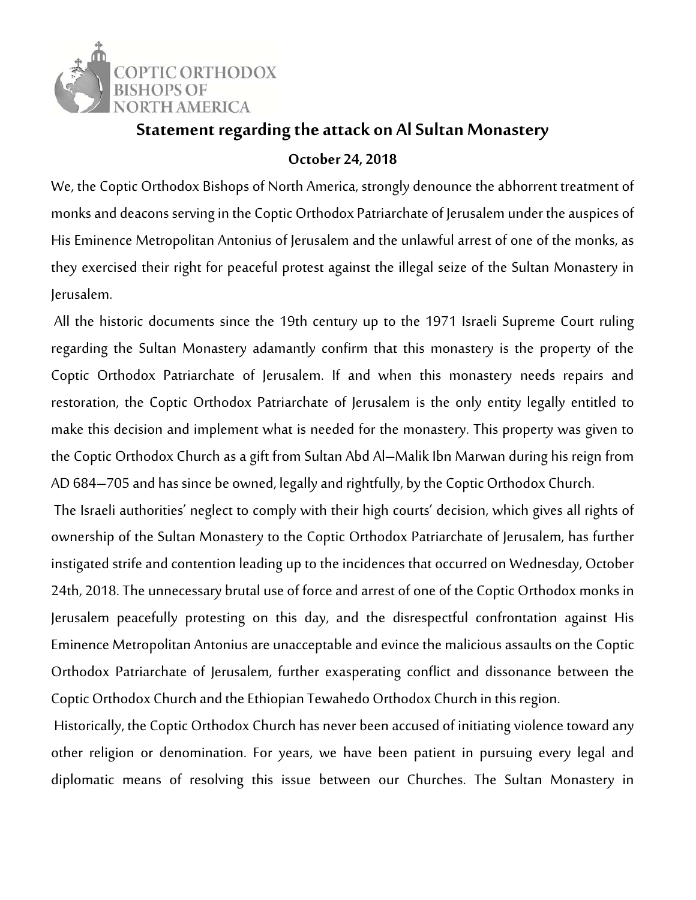COPTIC ORTHODOX BISHOPS OF NORTH AMERICA

## Statement regarding the attack on Al Sultan Monastery

**October 24, 2018**

We, the Coptic Orthodox Bishops of North America, strongly denounce the abhorrent treatment of monks and deacons serving in the Coptic Orthodox Patriarchate of Jerusalem under the auspices of His Eminence Metropolitan Antonius of Jerusalem and the unlawful arrest of one of the monks, as they exercised their right for peaceful protest against the illegal seize of the Sultan Monastery in Jerusalem.

All the historic documents since the 19th century up to the 1971 Israeli Supreme Court ruling regarding the Sultan Monastery adamantly confirm that this monastery is the property of the Coptic Orthodox Patriarchate of Jerusalem. If and when this monastery needs repairs and restoration, the Coptic Orthodox Patriarchate of Jerusalem is the only entity legally entitled to make this decision and implement what is needed for the monastery. This property was given to the Coptic Orthodox Church as a gift from Sultan Abd Al–Malik Ibn Marwan during his reign from AD 684–705 and has since be owned, legally and rightfully, by the Coptic Orthodox Church.

The Israeli authorities' neglect to comply with their high courts' decision, which gives all rights of ownership of the Sultan Monastery to the Coptic Orthodox Patriarchate of Jerusalem, has further instigated strife and contention leading up to the incidences that occurred on Wednesday, October 24th, 2018. The unnecessary brutal use of force and arrest of one of the Coptic Orthodox monks in Jerusalem peacefully protesting on this day, and the disrespectful confrontation against His Eminence Metropolitan Antonius are unacceptable and evince the malicious assaults on the Coptic Orthodox Patriarchate of Jerusalem, further exasperating conflict and dissonance between the Coptic Orthodox Church and the Ethiopian Tewahedo Orthodox Church in this region.

Historically, the Coptic Orthodox Church has never been accused of initiating violence toward any other religion or denomination. For years, we have been patient in pursuing every legal and diplomatic means of resolving this issue between our Churches. The Sultan Monastery in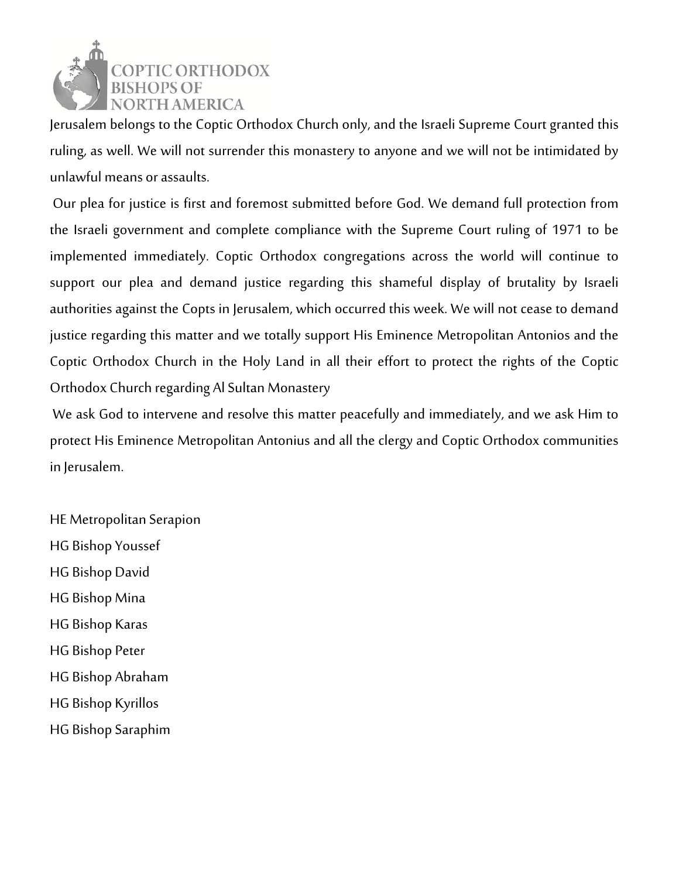Jerusalem belongs to the Coptic Orthodox Church only, and the Israeli Supreme Court granted this ruling, as well. We will not surrender this monastery to anyone and we will not be intimidated by unlawful means or assaults.

Our plea for justice is first and foremost submitted before God. We demand full protection from the Israeli government and complete compliance with the Supreme Court ruling of 1971 to be implemented immediately. Coptic Orthodox congregations across the world will continue to support our plea and demand justice regarding this shameful display of brutality by Israeli authorities against the Copts in Jerusalem, which occurred this week. We will not cease to demand justice regarding this matter and we totally support His Eminence Metropolitan Antonios and the Coptic Orthodox Church in the Holy Land in all their effort to protect the rights of the Coptic Orthodox Church regarding Al Sultan Monastery

We ask God to intervene and resolve this matter peacefully and immediately, and we ask Him to protect His Eminence Metropolitan Antonius and all the clergy and Coptic Orthodox communities in Jerusalem.

HE Metropolitan Serapion  
HG Bishop Youssef  
HG Bishop David  
HG Bishop Mina  
HG Bishop Karas  
HG Bishop Peter  
HG Bishop Abraham  
HG Bishop Kyrillos  
HG Bishop Saraphim